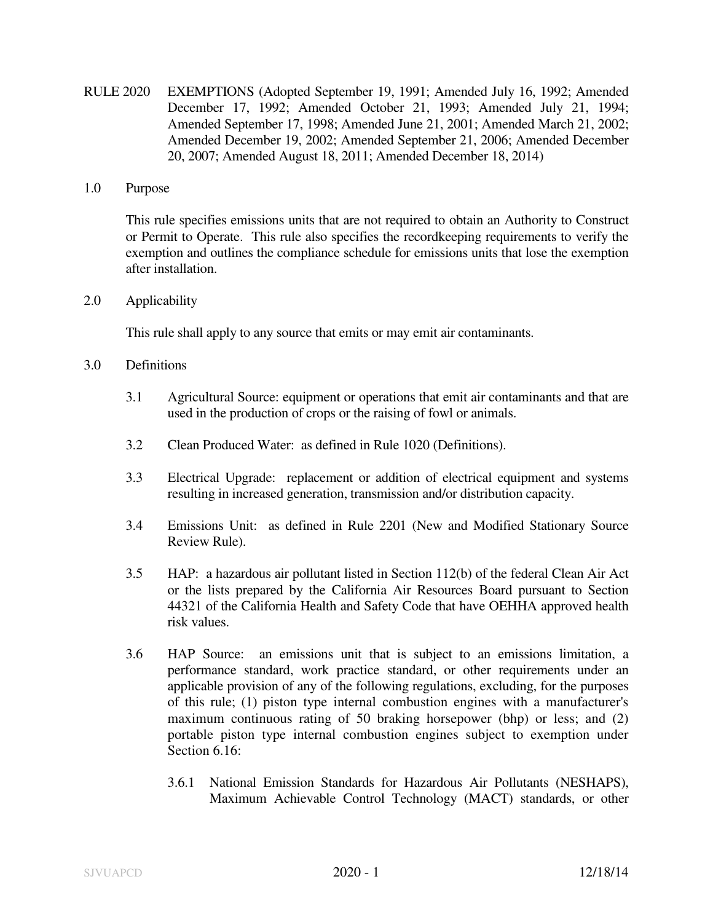# RULE 2020 EXEMPTIONS (Adopted September 19, 1991; Amended July 16, 1992; Amended December 17, 1992; Amended October 21, 1993; Amended July 21, 1994; Amended September 17, 1998; Amended June 21, 2001; Amended March 21, 2002; Amended December 19, 2002; Amended September 21, 2006; Amended December 20, 2007; Amended August 18, 2011; Amended December 18, 2014)

## 1.0 Purpose

This rule specifies emissions units that are not required to obtain an Authority to Construct or Permit to Operate. This rule also specifies the recordkeeping requirements to verify the exemption and outlines the compliance schedule for emissions units that lose the exemption after installation.

## 2.0 Applicability

This rule shall apply to any source that emits or may emit air contaminants.

## 3.0 Definitions

3.1 Agricultural Source: equipment or operations that emit air contaminants and that are used in the production of crops or the raising of fowl or animals.

3.2 Clean Produced Water: as defined in Rule 1020 (Definitions).

3.3 Electrical Upgrade: replacement or addition of electrical equipment and systems resulting in increased generation, transmission and/or distribution capacity.

3.4 Emissions Unit: as defined in Rule 2201 (New and Modified Stationary Source Review Rule).

3.5 HAP: a hazardous air pollutant listed in Section 112(b) of the federal Clean Air Act or the lists prepared by the California Air Resources Board pursuant to Section 44321 of the California Health and Safety Code that have OEHHA approved health risk values.

3.6 HAP Source: an emissions unit that is subject to an emissions limitation, a performance standard, work practice standard, or other requirements under an applicable provision of any of the following regulations, excluding, for the purposes of this rule; (1) piston type internal combustion engines with a manufacturer's maximum continuous rating of 50 braking horsepower (bhp) or less; and (2) portable piston type internal combustion engines subject to exemption under Section 6.16:

3.6.1 National Emission Standards for Hazardous Air Pollutants (NESHAPS), Maximum Achievable Control Technology (MACT) standards, or other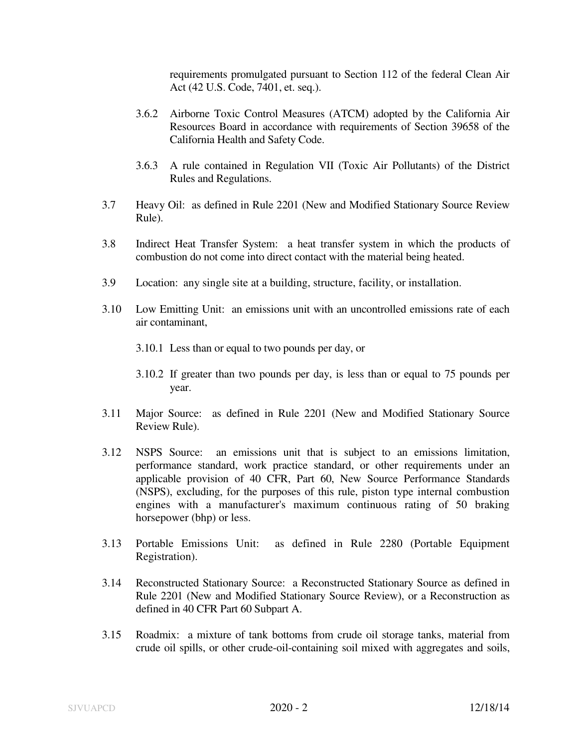requirements promulgated pursuant to Section 112 of the federal Clean Air Act (42 U.S. Code, 7401, et. seq.).

3.6.2 Airborne Toxic Control Measures (ATCM) adopted by the California Air Resources Board in accordance with requirements of Section 39658 of the California Health and Safety Code.

3.6.3 A rule contained in Regulation VII (Toxic Air Pollutants) of the District Rules and Regulations.

3.7 Heavy Oil: as defined in Rule 2201 (New and Modified Stationary Source Review Rule).

3.8 Indirect Heat Transfer System: a heat transfer system in which the products of combustion do not come into direct contact with the material being heated.

3.9 Location: any single site at a building, structure, facility, or installation.

3.10 Low Emitting Unit: an emissions unit with an uncontrolled emissions rate of each air contaminant,

3.10.1 Less than or equal to two pounds per day, or

3.10.2 If greater than two pounds per day, is less than or equal to 75 pounds per year.

3.11 Major Source: as defined in Rule 2201 (New and Modified Stationary Source Review Rule).

3.12 NSPS Source: an emissions unit that is subject to an emissions limitation, performance standard, work practice standard, or other requirements under an applicable provision of 40 CFR, Part 60, New Source Performance Standards (NSPS), excluding, for the purposes of this rule, piston type internal combustion engines with a manufacturer's maximum continuous rating of 50 braking horsepower (bhp) or less.

3.13 Portable Emissions Unit: as defined in Rule 2280 (Portable Equipment Registration).

3.14 Reconstructed Stationary Source: a Reconstructed Stationary Source as defined in Rule 2201 (New and Modified Stationary Source Review), or a Reconstruction as defined in 40 CFR Part 60 Subpart A.

3.15 Roadmix: a mixture of tank bottoms from crude oil storage tanks, material from crude oil spills, or other crude-oil-containing soil mixed with aggregates and soils,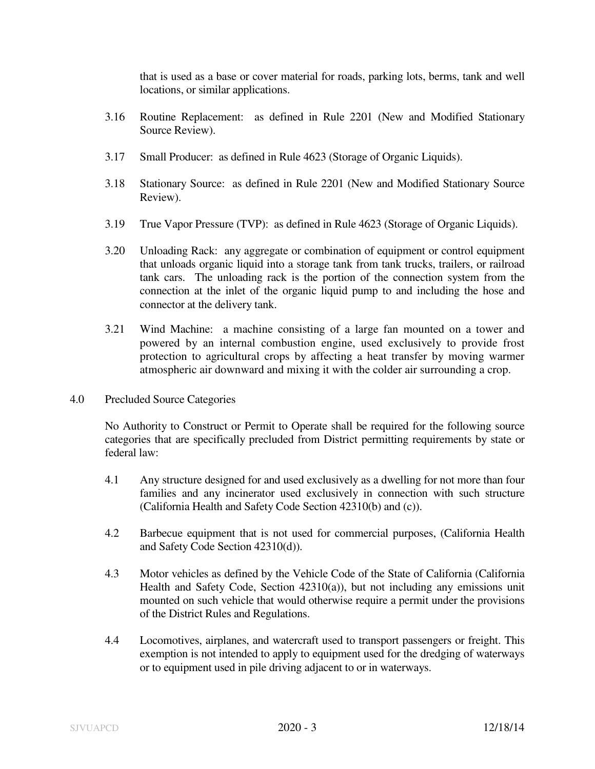that is used as a base or cover material for roads, parking lots, berms, tank and well locations, or similar applications.

3.16 Routine Replacement: as defined in Rule 2201 (New and Modified Stationary Source Review).

3.17 Small Producer: as defined in Rule 4623 (Storage of Organic Liquids).

3.18 Stationary Source: as defined in Rule 2201 (New and Modified Stationary Source Review).

3.19 True Vapor Pressure (TVP): as defined in Rule 4623 (Storage of Organic Liquids).

3.20 Unloading Rack: any aggregate or combination of equipment or control equipment that unloads organic liquid into a storage tank from tank trucks, trailers, or railroad tank cars. The unloading rack is the portion of the connection system from the connection at the inlet of the organic liquid pump to and including the hose and connector at the delivery tank.

3.21 Wind Machine: a machine consisting of a large fan mounted on a tower and powered by an internal combustion engine, used exclusively to provide frost protection to agricultural crops by affecting a heat transfer by moving warmer atmospheric air downward and mixing it with the colder air surrounding a crop.

## 4.0 Precluded Source Categories

No Authority to Construct or Permit to Operate shall be required for the following source categories that are specifically precluded from District permitting requirements by state or federal law:

4.1 Any structure designed for and used exclusively as a dwelling for not more than four families and any incinerator used exclusively in connection with such structure (California Health and Safety Code Section 42310(b) and (c)).

4.2 Barbecue equipment that is not used for commercial purposes, (California Health and Safety Code Section 42310(d)).

4.3 Motor vehicles as defined by the Vehicle Code of the State of California (California Health and Safety Code, Section 42310(a)), but not including any emissions unit mounted on such vehicle that would otherwise require a permit under the provisions of the District Rules and Regulations.

4.4 Locomotives, airplanes, and watercraft used to transport passengers or freight. This exemption is not intended to apply to equipment used for the dredging of waterways or to equipment used in pile driving adjacent to or in waterways.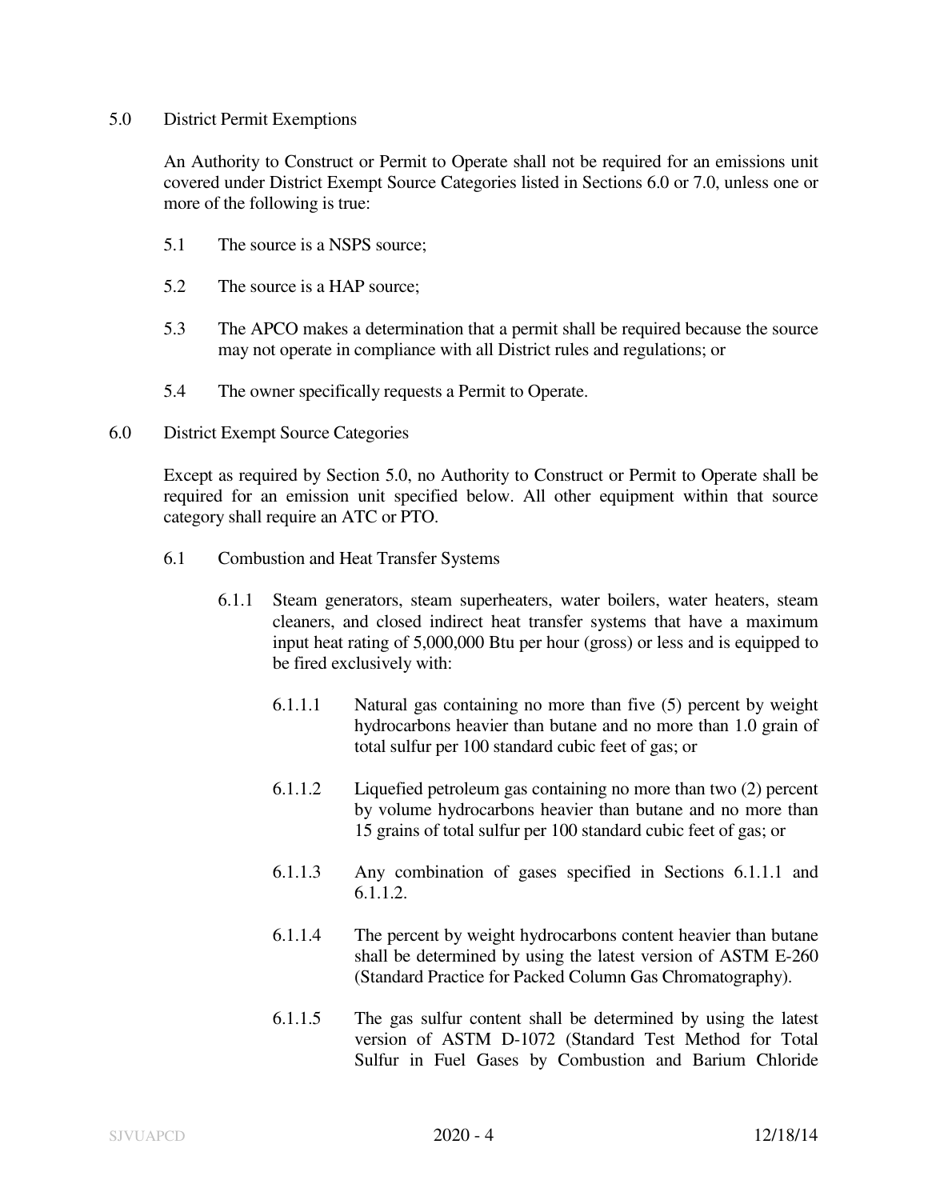## 5.0 District Permit Exemptions

An Authority to Construct or Permit to Operate shall not be required for an emissions unit covered under District Exempt Source Categories listed in Sections 6.0 or 7.0, unless one or more of the following is true:

5.1 The source is a NSPS source;

5.2 The source is a HAP source;

5.3 The APCO makes a determination that a permit shall be required because the source may not operate in compliance with all District rules and regulations; or

5.4 The owner specifically requests a Permit to Operate.

## 6.0 District Exempt Source Categories

Except as required by Section 5.0, no Authority to Construct or Permit to Operate shall be required for an emission unit specified below. All other equipment within that source category shall require an ATC or PTO.

### 6.1 Combustion and Heat Transfer Systems

6.1.1 Steam generators, steam superheaters, water boilers, water heaters, steam cleaners, and closed indirect heat transfer systems that have a maximum input heat rating of 5,000,000 Btu per hour (gross) or less and is equipped to be fired exclusively with:

6.1.1.1 Natural gas containing no more than five (5) percent by weight hydrocarbons heavier than butane and no more than 1.0 grain of total sulfur per 100 standard cubic feet of gas; or

6.1.1.2 Liquefied petroleum gas containing no more than two (2) percent by volume hydrocarbons heavier than butane and no more than 15 grains of total sulfur per 100 standard cubic feet of gas; or

6.1.1.3 Any combination of gases specified in Sections 6.1.1.1 and 6.1.1.2.

6.1.1.4 The percent by weight hydrocarbons content heavier than butane shall be determined by using the latest version of ASTM E-260 (Standard Practice for Packed Column Gas Chromatography).

6.1.1.5 The gas sulfur content shall be determined by using the latest version of ASTM D-1072 (Standard Test Method for Total Sulfur in Fuel Gases by Combustion and Barium Chloride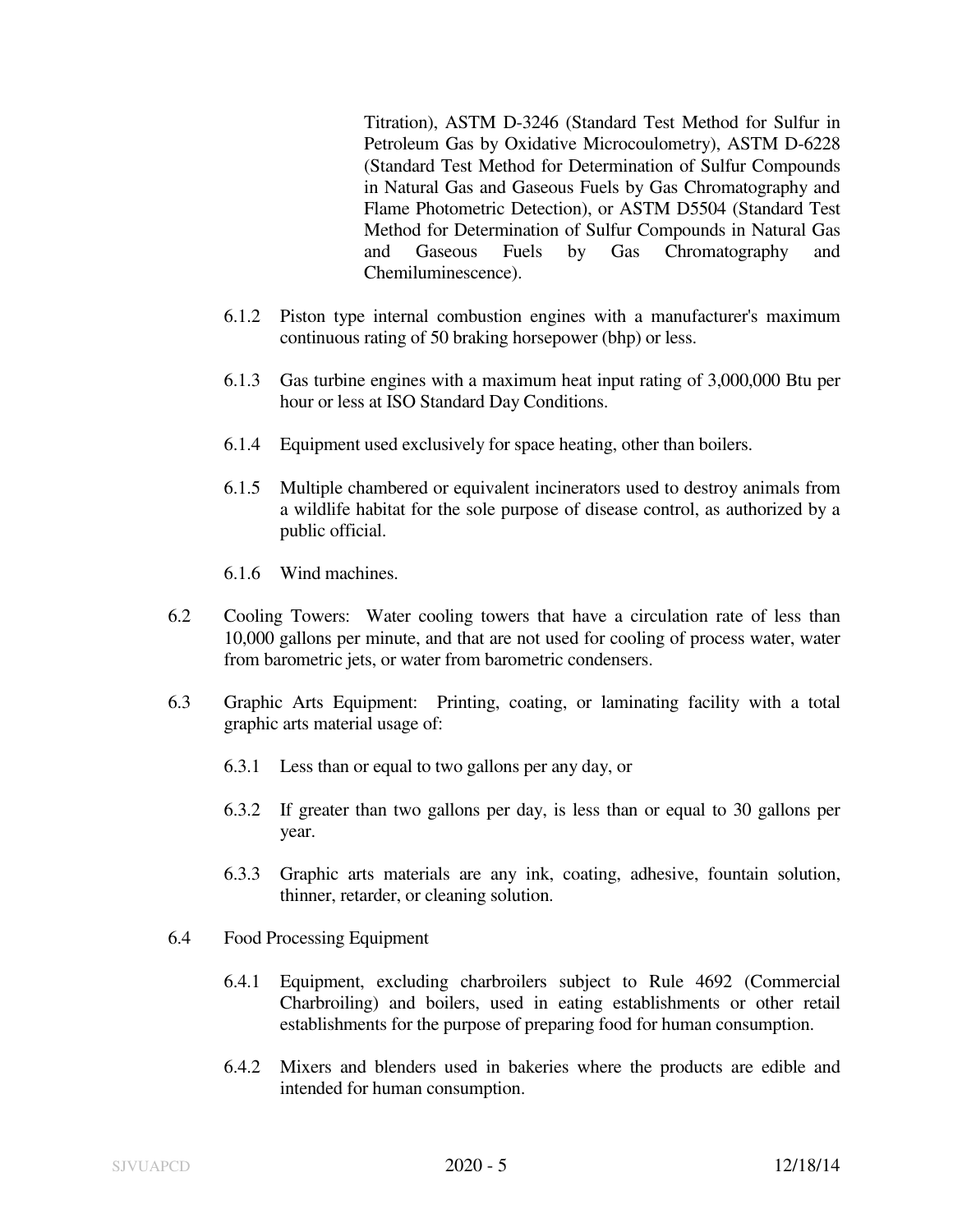Titration), ASTM D-3246 (Standard Test Method for Sulfur in Petroleum Gas by Oxidative Microcoulometry), ASTM D-6228 (Standard Test Method for Determination of Sulfur Compounds in Natural Gas and Gaseous Fuels by Gas Chromatography and Flame Photometric Detection), or ASTM D5504 (Standard Test Method for Determination of Sulfur Compounds in Natural Gas and Gaseous Fuels by Gas Chromatography and Chemiluminescence).

6.1.2 Piston type internal combustion engines with a manufacturer's maximum continuous rating of 50 braking horsepower (bhp) or less.

6.1.3 Gas turbine engines with a maximum heat input rating of 3,000,000 Btu per hour or less at ISO Standard Day Conditions.

6.1.4 Equipment used exclusively for space heating, other than boilers.

6.1.5 Multiple chambered or equivalent incinerators used to destroy animals from a wildlife habitat for the sole purpose of disease control, as authorized by a public official.

6.1.6 Wind machines.

6.2 Cooling Towers: Water cooling towers that have a circulation rate of less than 10,000 gallons per minute, and that are not used for cooling of process water, water from barometric jets, or water from barometric condensers.

6.3 Graphic Arts Equipment: Printing, coating, or laminating facility with a total graphic arts material usage of:

6.3.1 Less than or equal to two gallons per any day, or

6.3.2 If greater than two gallons per day, is less than or equal to 30 gallons per year.

6.3.3 Graphic arts materials are any ink, coating, adhesive, fountain solution, thinner, retarder, or cleaning solution.

6.4 Food Processing Equipment

6.4.1 Equipment, excluding charbroilers subject to Rule 4692 (Commercial Charbroiling) and boilers, used in eating establishments or other retail establishments for the purpose of preparing food for human consumption.

6.4.2 Mixers and blenders used in bakeries where the products are edible and intended for human consumption.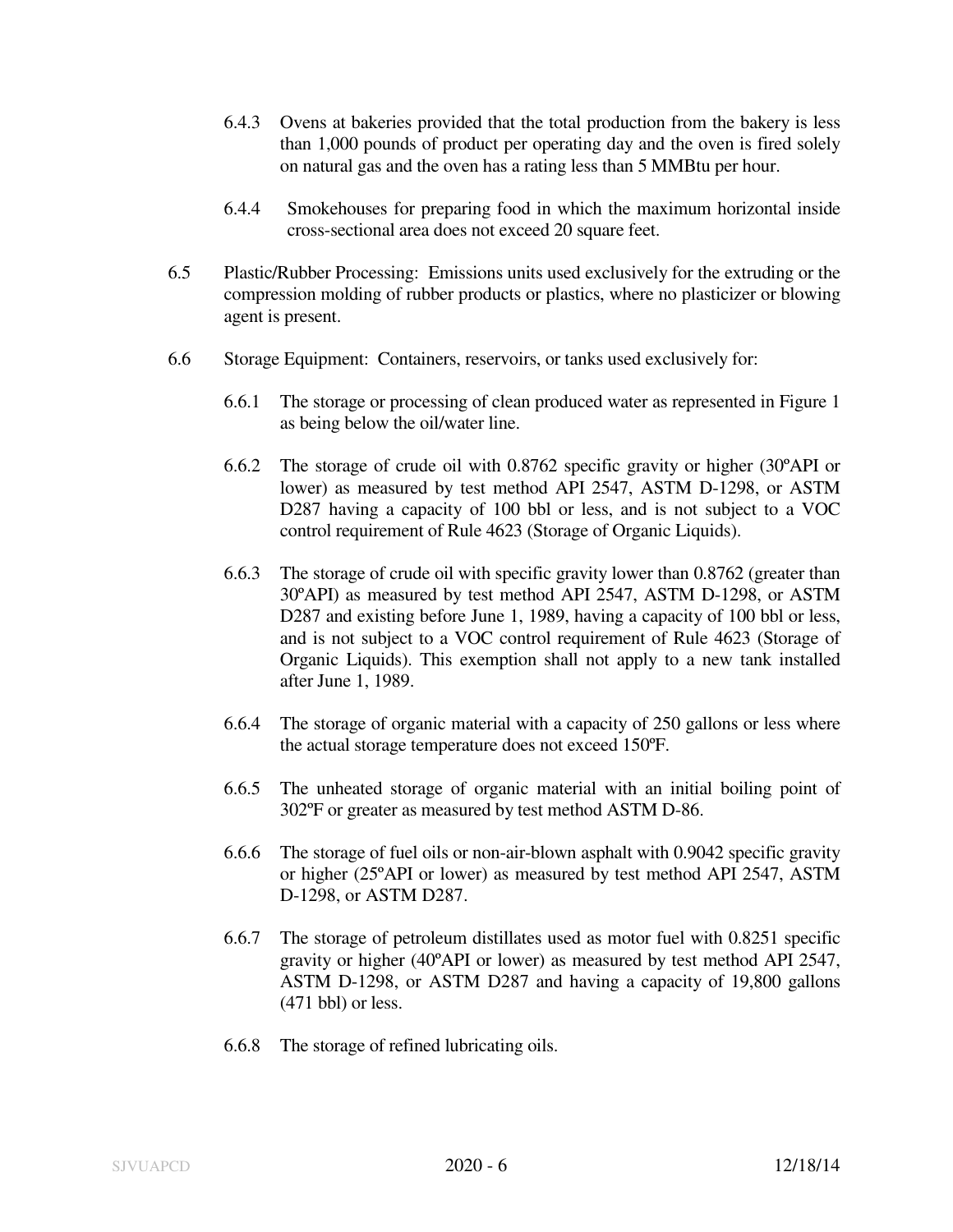6.4.3 Ovens at bakeries provided that the total production from the bakery is less than 1,000 pounds of product per operating day and the oven is fired solely on natural gas and the oven has a rating less than 5 MMBtu per hour.

6.4.4 Smokehouses for preparing food in which the maximum horizontal inside cross-sectional area does not exceed 20 square feet.

6.5 Plastic/Rubber Processing: Emissions units used exclusively for the extruding or the compression molding of rubber products or plastics, where no plasticizer or blowing agent is present.

6.6 Storage Equipment: Containers, reservoirs, or tanks used exclusively for:

6.6.1 The storage or processing of clean produced water as represented in Figure 1 as being below the oil/water line.

6.6.2 The storage of crude oil with 0.8762 specific gravity or higher (30ºAPI or lower) as measured by test method API 2547, ASTM D-1298, or ASTM D287 having a capacity of 100 bbl or less, and is not subject to a VOC control requirement of Rule 4623 (Storage of Organic Liquids).

6.6.3 The storage of crude oil with specific gravity lower than 0.8762 (greater than 30ºAPI) as measured by test method API 2547, ASTM D-1298, or ASTM D287 and existing before June 1, 1989, having a capacity of 100 bbl or less, and is not subject to a VOC control requirement of Rule 4623 (Storage of Organic Liquids). This exemption shall not apply to a new tank installed after June 1, 1989.

6.6.4 The storage of organic material with a capacity of 250 gallons or less where the actual storage temperature does not exceed 150ºF.

6.6.5 The unheated storage of organic material with an initial boiling point of 302ºF or greater as measured by test method ASTM D-86.

6.6.6 The storage of fuel oils or non-air-blown asphalt with 0.9042 specific gravity or higher (25ºAPI or lower) as measured by test method API 2547, ASTM D-1298, or ASTM D287.

6.6.7 The storage of petroleum distillates used as motor fuel with 0.8251 specific gravity or higher (40ºAPI or lower) as measured by test method API 2547, ASTM D-1298, or ASTM D287 and having a capacity of 19,800 gallons (471 bbl) or less.

6.6.8 The storage of refined lubricating oils.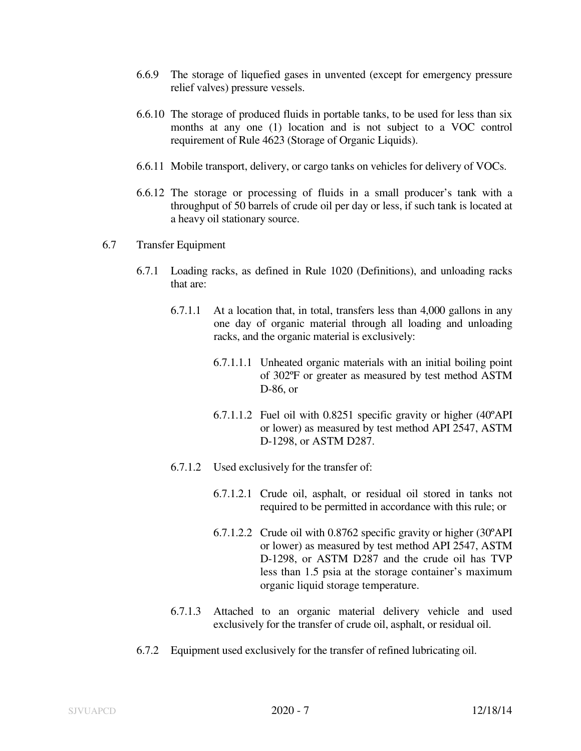6.6.9 The storage of liquefied gases in unvented (except for emergency pressure relief valves) pressure vessels.

6.6.10 The storage of produced fluids in portable tanks, to be used for less than six months at any one (1) location and is not subject to a VOC control requirement of Rule 4623 (Storage of Organic Liquids).

6.6.11 Mobile transport, delivery, or cargo tanks on vehicles for delivery of VOCs.

6.6.12 The storage or processing of fluids in a small producer's tank with a throughput of 50 barrels of crude oil per day or less, if such tank is located at a heavy oil stationary source.

6.7 Transfer Equipment

6.7.1 Loading racks, as defined in Rule 1020 (Definitions), and unloading racks that are:

6.7.1.1 At a location that, in total, transfers less than 4,000 gallons in any one day of organic material through all loading and unloading racks, and the organic material is exclusively:

6.7.1.1.1 Unheated organic materials with an initial boiling point of 302ºF or greater as measured by test method ASTM D-86, or

6.7.1.1.2 Fuel oil with 0.8251 specific gravity or higher (40ºAPI or lower) as measured by test method API 2547, ASTM D-1298, or ASTM D287.

6.7.1.2 Used exclusively for the transfer of:

6.7.1.2.1 Crude oil, asphalt, or residual oil stored in tanks not required to be permitted in accordance with this rule; or

6.7.1.2.2 Crude oil with 0.8762 specific gravity or higher (30ºAPI or lower) as measured by test method API 2547, ASTM D-1298, or ASTM D287 and the crude oil has TVP less than 1.5 psia at the storage container's maximum organic liquid storage temperature.

6.7.1.3 Attached to an organic material delivery vehicle and used exclusively for the transfer of crude oil, asphalt, or residual oil.

6.7.2 Equipment used exclusively for the transfer of refined lubricating oil.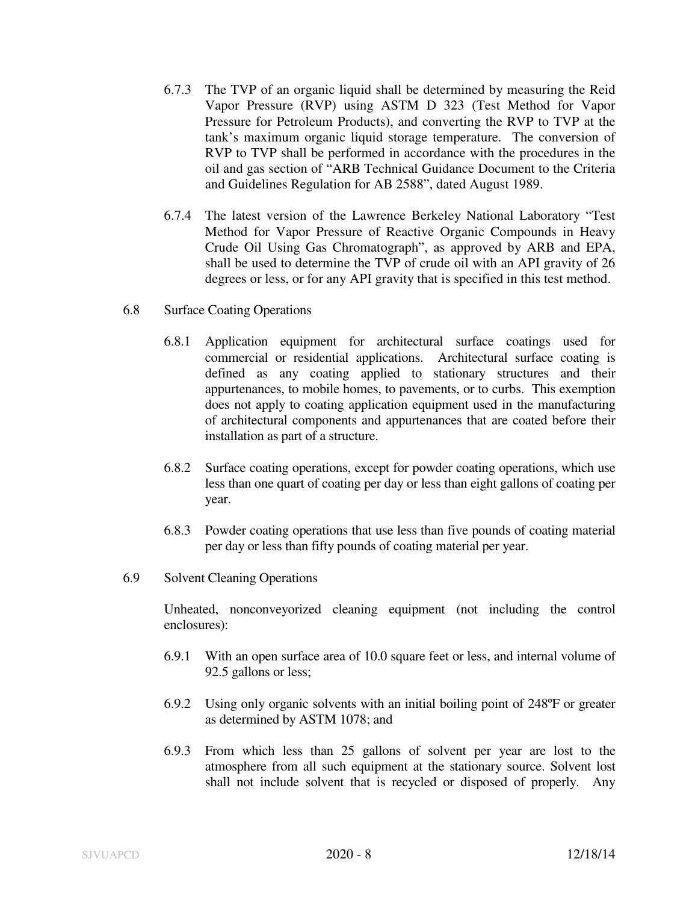6.7.3 The TVP of an organic liquid shall be determined by measuring the Reid Vapor Pressure (RVP) using ASTM D 323 (Test Method for Vapor Pressure for Petroleum Products), and converting the RVP to TVP at the tank's maximum organic liquid storage temperature. The conversion of RVP to TVP shall be performed in accordance with the procedures in the oil and gas section of "ARB Technical Guidance Document to the Criteria and Guidelines Regulation for AB 2588", dated August 1989.

6.7.4 The latest version of the Lawrence Berkeley National Laboratory "Test Method for Vapor Pressure of Reactive Organic Compounds in Heavy Crude Oil Using Gas Chromatograph", as approved by ARB and EPA, shall be used to determine the TVP of crude oil with an API gravity of 26 degrees or less, or for any API gravity that is specified in this test method.

6.8 Surface Coating Operations

6.8.1 Application equipment for architectural surface coatings used for commercial or residential applications. Architectural surface coating is defined as any coating applied to stationary structures and their appurtenances, to mobile homes, to pavements, or to curbs. This exemption does not apply to coating application equipment used in the manufacturing of architectural components and appurtenances that are coated before their installation as part of a structure.

6.8.2 Surface coating operations, except for powder coating operations, which use less than one quart of coating per day or less than eight gallons of coating per year.

6.8.3 Powder coating operations that use less than five pounds of coating material per day or less than fifty pounds of coating material per year.

6.9 Solvent Cleaning Operations

Unheated, nonconveyorized cleaning equipment (not including the control enclosures):

6.9.1 With an open surface area of 10.0 square feet or less, and internal volume of 92.5 gallons or less;

6.9.2 Using only organic solvents with an initial boiling point of 248ºF or greater as determined by ASTM 1078; and

6.9.3 From which less than 25 gallons of solvent per year are lost to the atmosphere from all such equipment at the stationary source. Solvent lost shall not include solvent that is recycled or disposed of properly. Any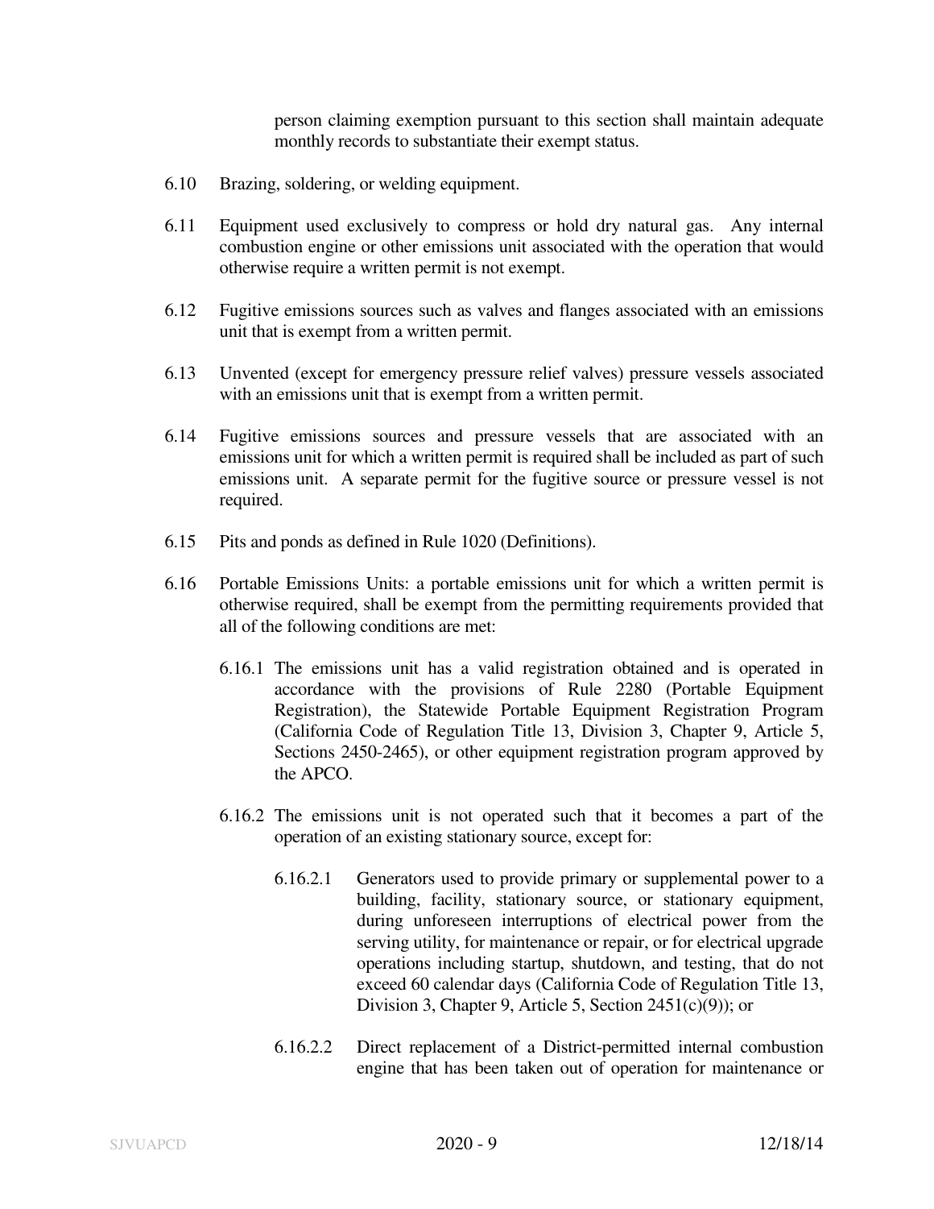person claiming exemption pursuant to this section shall maintain adequate monthly records to substantiate their exempt status.

6.10 Brazing, soldering, or welding equipment.

6.11 Equipment used exclusively to compress or hold dry natural gas. Any internal combustion engine or other emissions unit associated with the operation that would otherwise require a written permit is not exempt.

6.12 Fugitive emissions sources such as valves and flanges associated with an emissions unit that is exempt from a written permit.

6.13 Unvented (except for emergency pressure relief valves) pressure vessels associated with an emissions unit that is exempt from a written permit.

6.14 Fugitive emissions sources and pressure vessels that are associated with an emissions unit for which a written permit is required shall be included as part of such emissions unit. A separate permit for the fugitive source or pressure vessel is not required.

6.15 Pits and ponds as defined in Rule 1020 (Definitions).

6.16 Portable Emissions Units: a portable emissions unit for which a written permit is otherwise required, shall be exempt from the permitting requirements provided that all of the following conditions are met:

6.16.1 The emissions unit has a valid registration obtained and is operated in accordance with the provisions of Rule 2280 (Portable Equipment Registration), the Statewide Portable Equipment Registration Program (California Code of Regulation Title 13, Division 3, Chapter 9, Article 5, Sections 2450-2465), or other equipment registration program approved by the APCO.

6.16.2 The emissions unit is not operated such that it becomes a part of the operation of an existing stationary source, except for:

6.16.2.1 Generators used to provide primary or supplemental power to a building, facility, stationary source, or stationary equipment, during unforeseen interruptions of electrical power from the serving utility, for maintenance or repair, or for electrical upgrade operations including startup, shutdown, and testing, that do not exceed 60 calendar days (California Code of Regulation Title 13, Division 3, Chapter 9, Article 5, Section 2451(c)(9)); or

6.16.2.2 Direct replacement of a District-permitted internal combustion engine that has been taken out of operation for maintenance or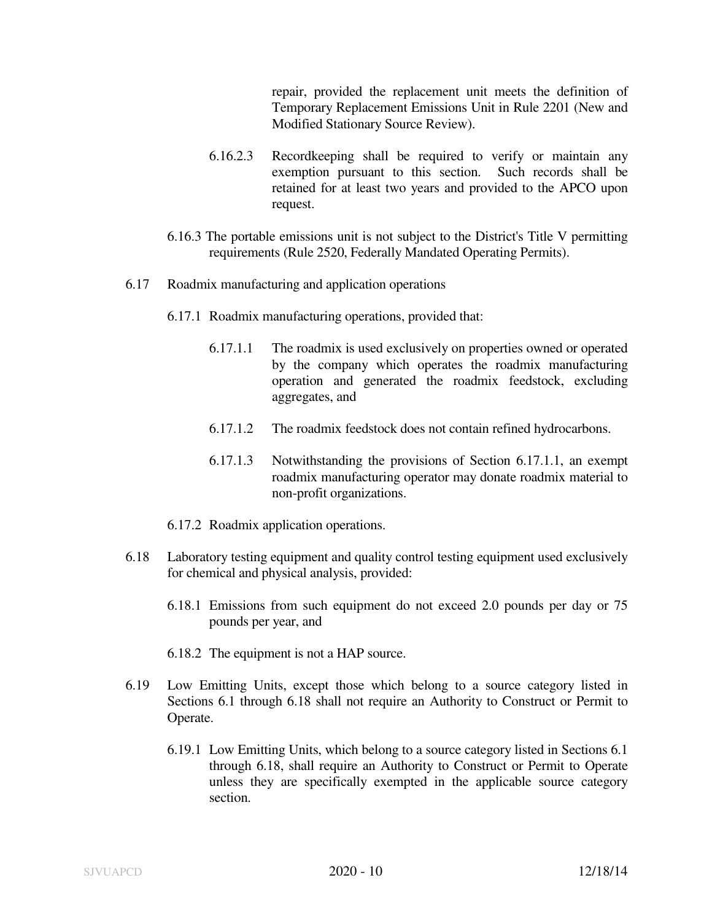repair, provided the replacement unit meets the definition of Temporary Replacement Emissions Unit in Rule 2201 (New and Modified Stationary Source Review).

6.16.2.3 Recordkeeping shall be required to verify or maintain any exemption pursuant to this section. Such records shall be retained for at least two years and provided to the APCO upon request.

6.16.3 The portable emissions unit is not subject to the District's Title V permitting requirements (Rule 2520, Federally Mandated Operating Permits).

6.17 Roadmix manufacturing and application operations

6.17.1 Roadmix manufacturing operations, provided that:

6.17.1.1 The roadmix is used exclusively on properties owned or operated by the company which operates the roadmix manufacturing operation and generated the roadmix feedstock, excluding aggregates, and

6.17.1.2 The roadmix feedstock does not contain refined hydrocarbons.

6.17.1.3 Notwithstanding the provisions of Section 6.17.1.1, an exempt roadmix manufacturing operator may donate roadmix material to non-profit organizations.

6.17.2 Roadmix application operations.

6.18 Laboratory testing equipment and quality control testing equipment used exclusively for chemical and physical analysis, provided:

6.18.1 Emissions from such equipment do not exceed 2.0 pounds per day or 75 pounds per year, and

6.18.2 The equipment is not a HAP source.

6.19 Low Emitting Units, except those which belong to a source category listed in Sections 6.1 through 6.18 shall not require an Authority to Construct or Permit to Operate.

6.19.1 Low Emitting Units, which belong to a source category listed in Sections 6.1 through 6.18, shall require an Authority to Construct or Permit to Operate unless they are specifically exempted in the applicable source category section.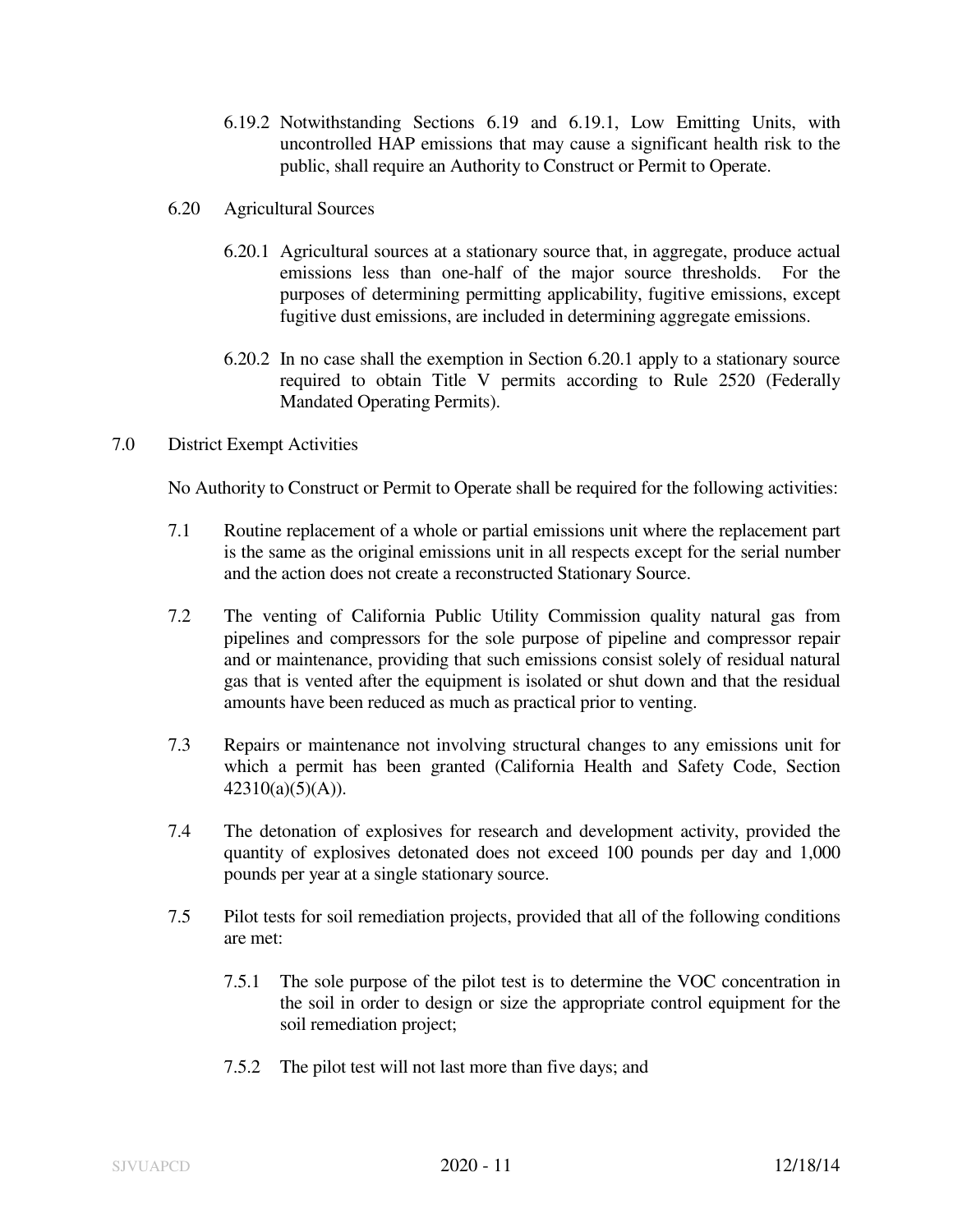6.19.2 Notwithstanding Sections 6.19 and 6.19.1, Low Emitting Units, with uncontrolled HAP emissions that may cause a significant health risk to the public, shall require an Authority to Construct or Permit to Operate.

6.20 Agricultural Sources

6.20.1 Agricultural sources at a stationary source that, in aggregate, produce actual emissions less than one-half of the major source thresholds. For the purposes of determining permitting applicability, fugitive emissions, except fugitive dust emissions, are included in determining aggregate emissions.

6.20.2 In no case shall the exemption in Section 6.20.1 apply to a stationary source required to obtain Title V permits according to Rule 2520 (Federally Mandated Operating Permits).

## 7.0 District Exempt Activities

No Authority to Construct or Permit to Operate shall be required for the following activities:

7.1 Routine replacement of a whole or partial emissions unit where the replacement part is the same as the original emissions unit in all respects except for the serial number and the action does not create a reconstructed Stationary Source.

7.2 The venting of California Public Utility Commission quality natural gas from pipelines and compressors for the sole purpose of pipeline and compressor repair and or maintenance, providing that such emissions consist solely of residual natural gas that is vented after the equipment is isolated or shut down and that the residual amounts have been reduced as much as practical prior to venting.

7.3 Repairs or maintenance not involving structural changes to any emissions unit for which a permit has been granted (California Health and Safety Code, Section 42310(a)(5)(A)).

7.4 The detonation of explosives for research and development activity, provided the quantity of explosives detonated does not exceed 100 pounds per day and 1,000 pounds per year at a single stationary source.

7.5 Pilot tests for soil remediation projects, provided that all of the following conditions are met:

7.5.1 The sole purpose of the pilot test is to determine the VOC concentration in the soil in order to design or size the appropriate control equipment for the soil remediation project;

7.5.2 The pilot test will not last more than five days; and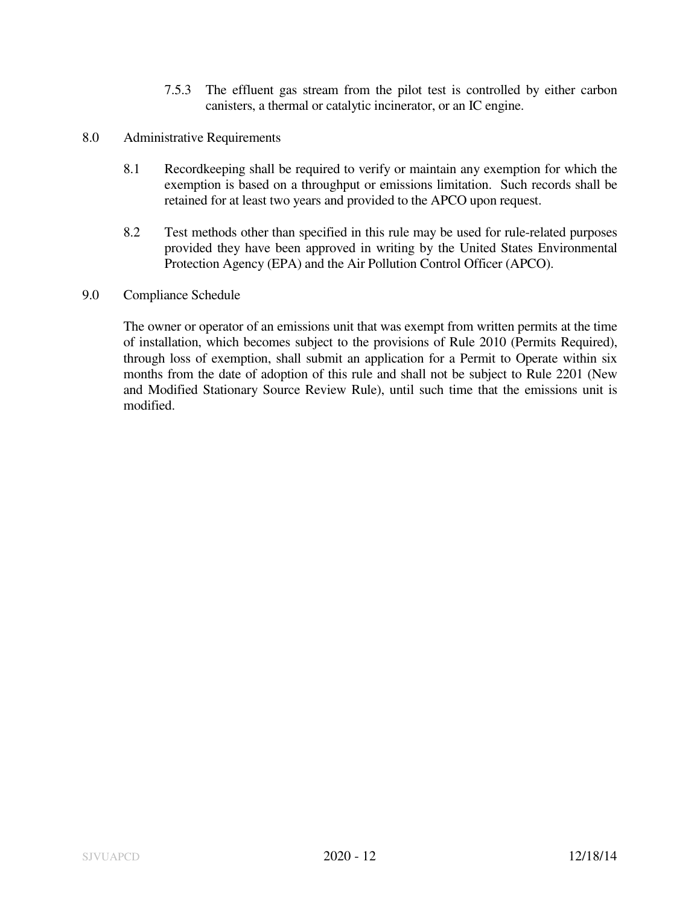7.5.3 The effluent gas stream from the pilot test is controlled by either carbon canisters, a thermal or catalytic incinerator, or an IC engine.

## 8.0 Administrative Requirements

8.1 Recordkeeping shall be required to verify or maintain any exemption for which the exemption is based on a throughput or emissions limitation. Such records shall be retained for at least two years and provided to the APCO upon request.

8.2 Test methods other than specified in this rule may be used for rule-related purposes provided they have been approved in writing by the United States Environmental Protection Agency (EPA) and the Air Pollution Control Officer (APCO).

## 9.0 Compliance Schedule

The owner or operator of an emissions unit that was exempt from written permits at the time of installation, which becomes subject to the provisions of Rule 2010 (Permits Required), through loss of exemption, shall submit an application for a Permit to Operate within six months from the date of adoption of this rule and shall not be subject to Rule 2201 (New and Modified Stationary Source Review Rule), until such time that the emissions unit is modified.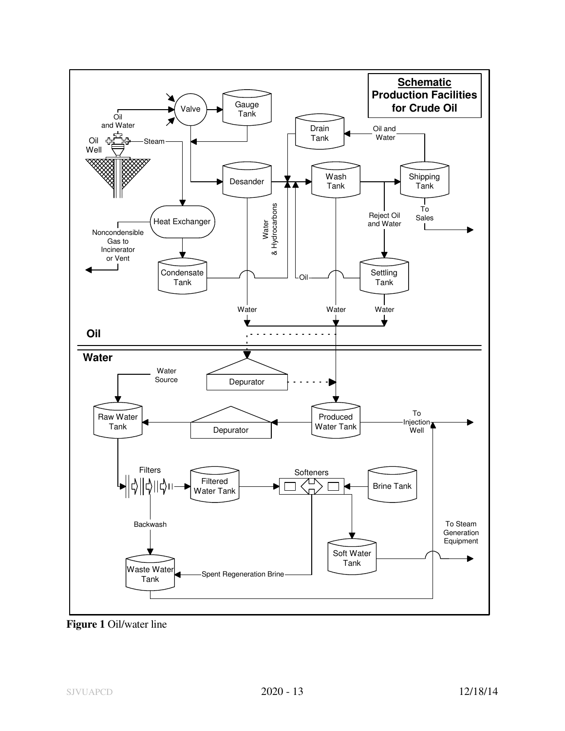**Schematic Production Facilities for Crude Oil**

Oil

Water

**Figure 1** Oil/water line